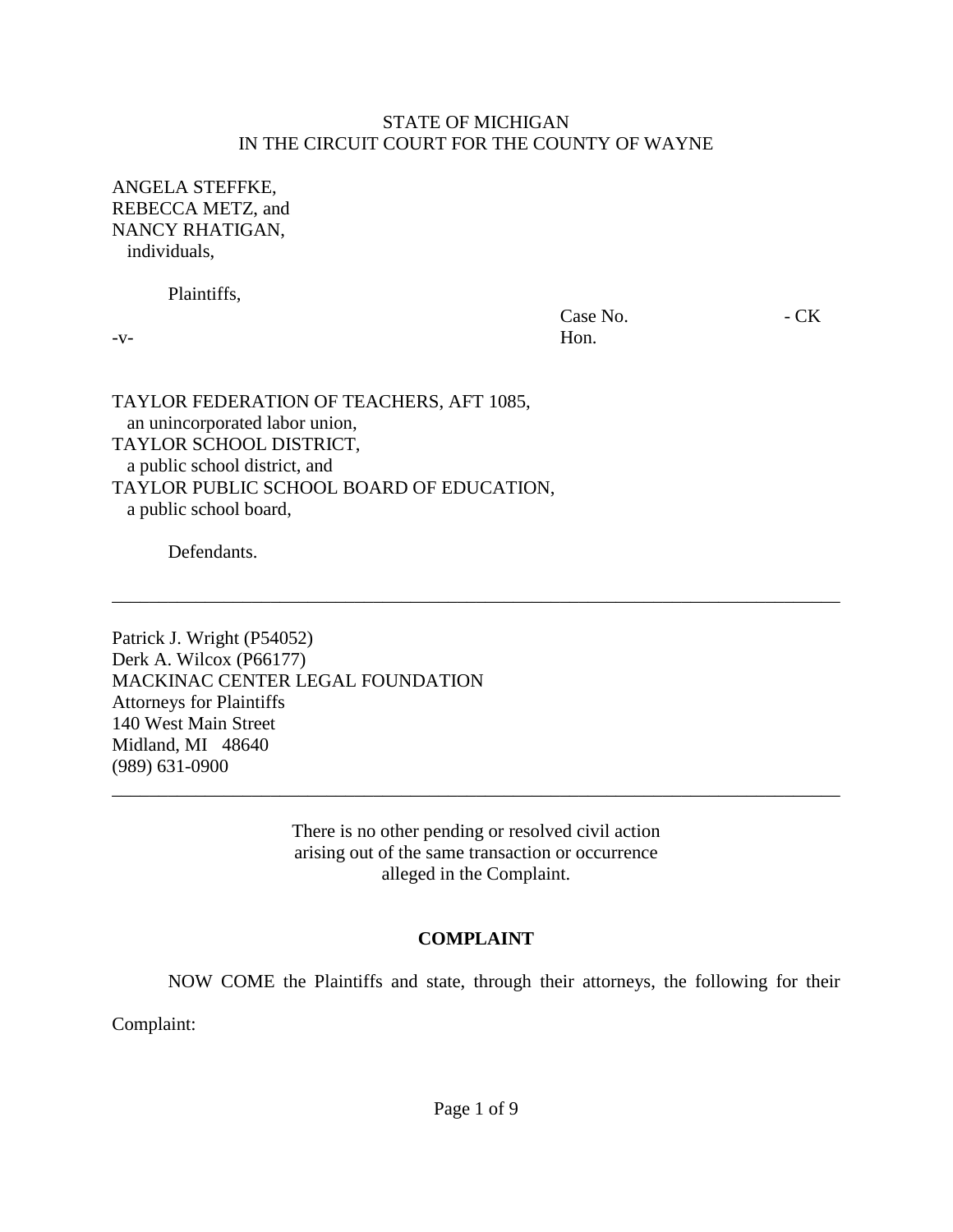STATE OF MICHIGAN
IN THE CIRCUIT COURT FOR THE COUNTY OF WAYNE

ANGELA STEFFKE,
REBECCA METZ, and
NANCY RHATIGAN,
individuals,

Plaintiffs,

-v-

Case No. - CK
Hon.

TAYLOR FEDERATION OF TEACHERS, AFT 1085,
an unincorporated labor union,
TAYLOR SCHOOL DISTRICT,
a public school district, and
TAYLOR PUBLIC SCHOOL BOARD OF EDUCATION,
a public school board,

Defendants.

---

Patrick J. Wright (P54052)
Derk A. Wilcox (P66177)
MACKINAC CENTER LEGAL FOUNDATION
Attorneys for Plaintiffs
140 West Main Street
Midland, MI 48640
(989) 631-0900

---

There is no other pending or resolved civil action
arising out of the same transaction or occurrence
alleged in the Complaint.

**COMPLAINT**

NOW COME the Plaintiffs and state, through their attorneys, the following for their Complaint: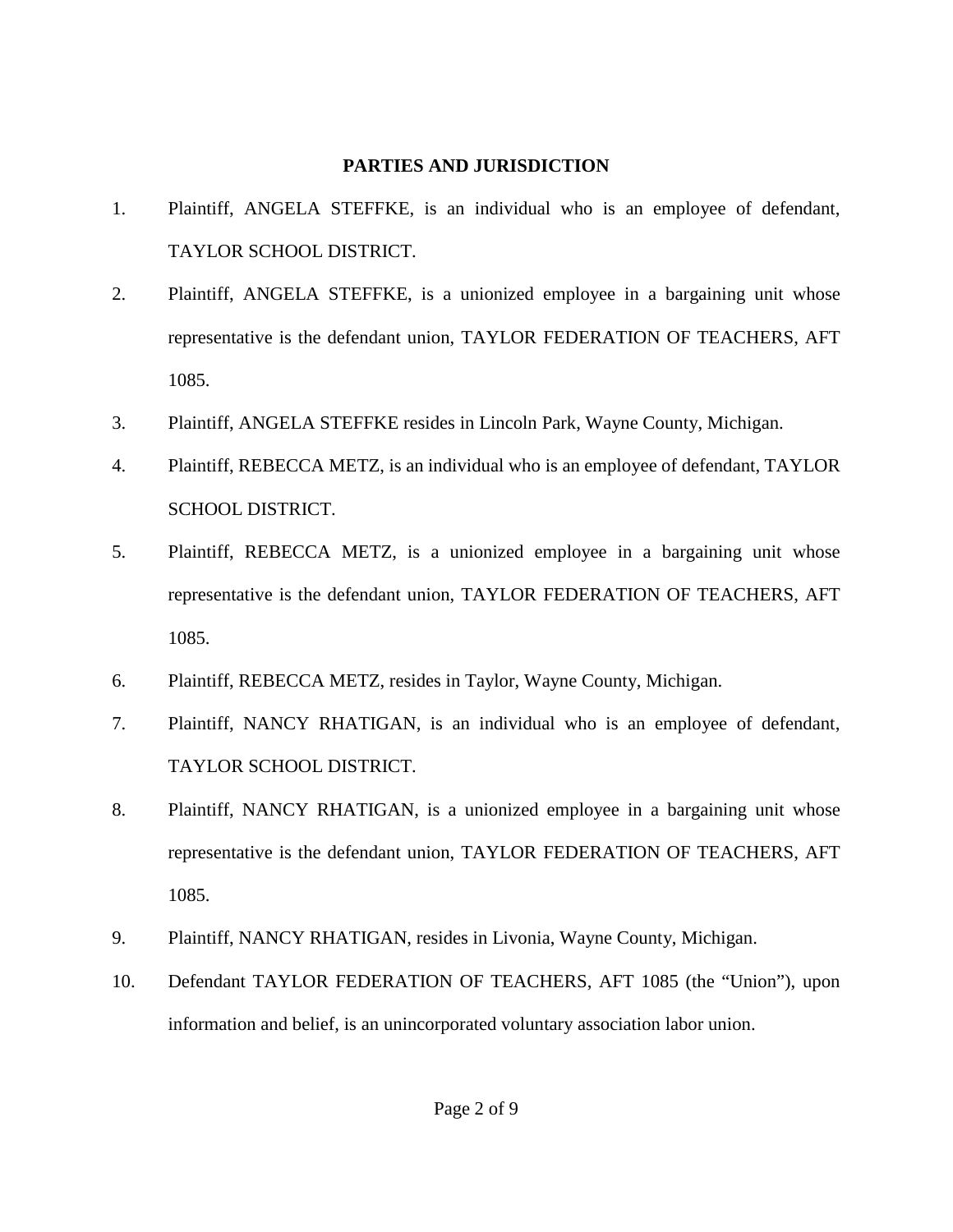## PARTIES AND JURISDICTION

1. Plaintiff, ANGELA STEFFKE, is an individual who is an employee of defendant, TAYLOR SCHOOL DISTRICT.
2. Plaintiff, ANGELA STEFFKE, is a unionized employee in a bargaining unit whose representative is the defendant union, TAYLOR FEDERATION OF TEACHERS, AFT 1085.
3. Plaintiff, ANGELA STEFFKE resides in Lincoln Park, Wayne County, Michigan.
4. Plaintiff, REBECCA METZ, is an individual who is an employee of defendant, TAYLOR SCHOOL DISTRICT.
5. Plaintiff, REBECCA METZ, is a unionized employee in a bargaining unit whose representative is the defendant union, TAYLOR FEDERATION OF TEACHERS, AFT 1085.
6. Plaintiff, REBECCA METZ, resides in Taylor, Wayne County, Michigan.
7. Plaintiff, NANCY RHATIGAN, is an individual who is an employee of defendant, TAYLOR SCHOOL DISTRICT.
8. Plaintiff, NANCY RHATIGAN, is a unionized employee in a bargaining unit whose representative is the defendant union, TAYLOR FEDERATION OF TEACHERS, AFT 1085.
9. Plaintiff, NANCY RHATIGAN, resides in Livonia, Wayne County, Michigan.
10. Defendant TAYLOR FEDERATION OF TEACHERS, AFT 1085 (the "Union"), upon information and belief, is an unincorporated voluntary association labor union.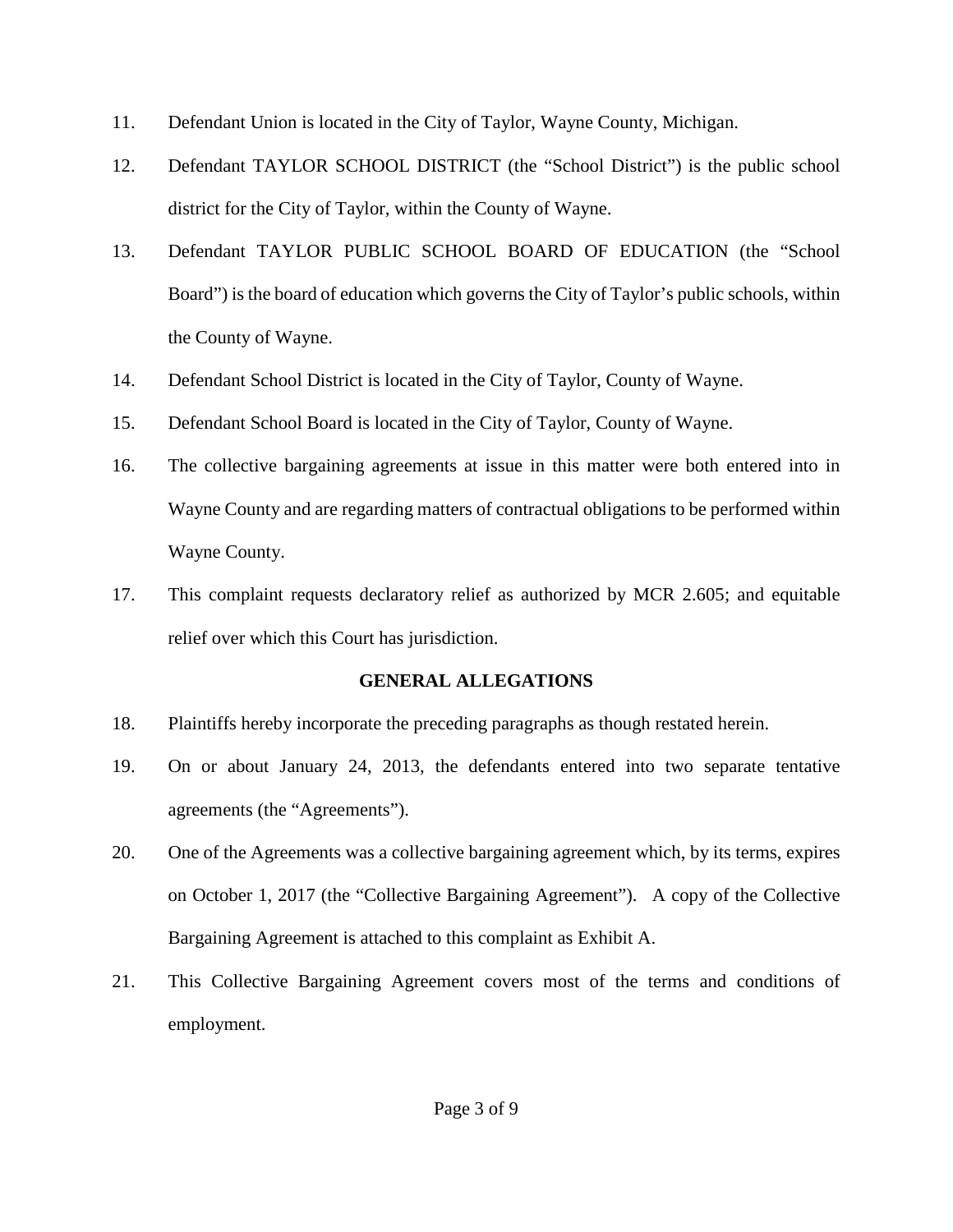11. Defendant Union is located in the City of Taylor, Wayne County, Michigan.

12. Defendant TAYLOR SCHOOL DISTRICT (the "School District") is the public school district for the City of Taylor, within the County of Wayne.

13. Defendant TAYLOR PUBLIC SCHOOL BOARD OF EDUCATION (the "School Board") is the board of education which governs the City of Taylor's public schools, within the County of Wayne.

14. Defendant School District is located in the City of Taylor, County of Wayne.

15. Defendant School Board is located in the City of Taylor, County of Wayne.

16. The collective bargaining agreements at issue in this matter were both entered into in Wayne County and are regarding matters of contractual obligations to be performed within Wayne County.

17. This complaint requests declaratory relief as authorized by MCR 2.605; and equitable relief over which this Court has jurisdiction.

**GENERAL ALLEGATIONS**

18. Plaintiffs hereby incorporate the preceding paragraphs as though restated herein.

19. On or about January 24, 2013, the defendants entered into two separate tentative agreements (the "Agreements").

20. One of the Agreements was a collective bargaining agreement which, by its terms, expires on October 1, 2017 (the "Collective Bargaining Agreement"). A copy of the Collective Bargaining Agreement is attached to this complaint as Exhibit A.

21. This Collective Bargaining Agreement covers most of the terms and conditions of employment.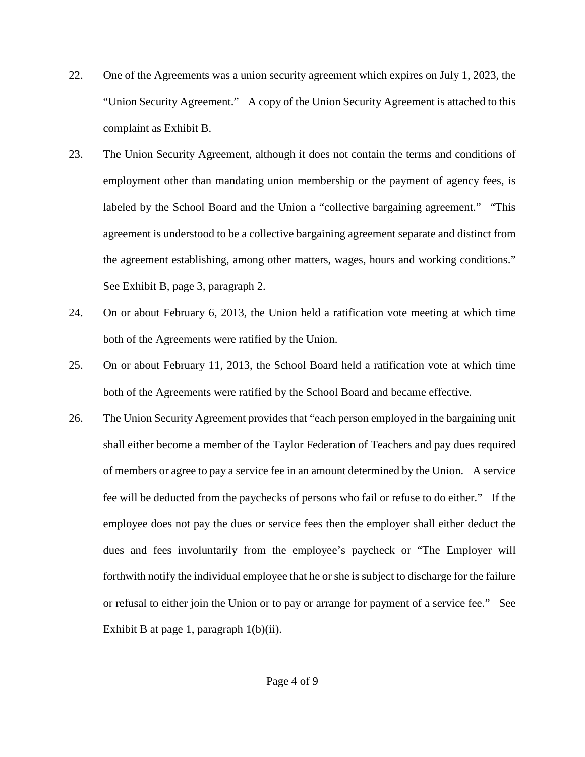22. One of the Agreements was a union security agreement which expires on July 1, 2023, the "Union Security Agreement." A copy of the Union Security Agreement is attached to this complaint as Exhibit B.

23. The Union Security Agreement, although it does not contain the terms and conditions of employment other than mandating union membership or the payment of agency fees, is labeled by the School Board and the Union a "collective bargaining agreement." "This agreement is understood to be a collective bargaining agreement separate and distinct from the agreement establishing, among other matters, wages, hours and working conditions." See Exhibit B, page 3, paragraph 2.

24. On or about February 6, 2013, the Union held a ratification vote meeting at which time both of the Agreements were ratified by the Union.

25. On or about February 11, 2013, the School Board held a ratification vote at which time both of the Agreements were ratified by the School Board and became effective.

26. The Union Security Agreement provides that "each person employed in the bargaining unit shall either become a member of the Taylor Federation of Teachers and pay dues required of members or agree to pay a service fee in an amount determined by the Union. A service fee will be deducted from the paychecks of persons who fail or refuse to do either." If the employee does not pay the dues or service fees then the employer shall either deduct the dues and fees involuntarily from the employee's paycheck or "The Employer will forthwith notify the individual employee that he or she is subject to discharge for the failure or refusal to either join the Union or to pay or arrange for payment of a service fee." See Exhibit B at page 1, paragraph 1(b)(ii).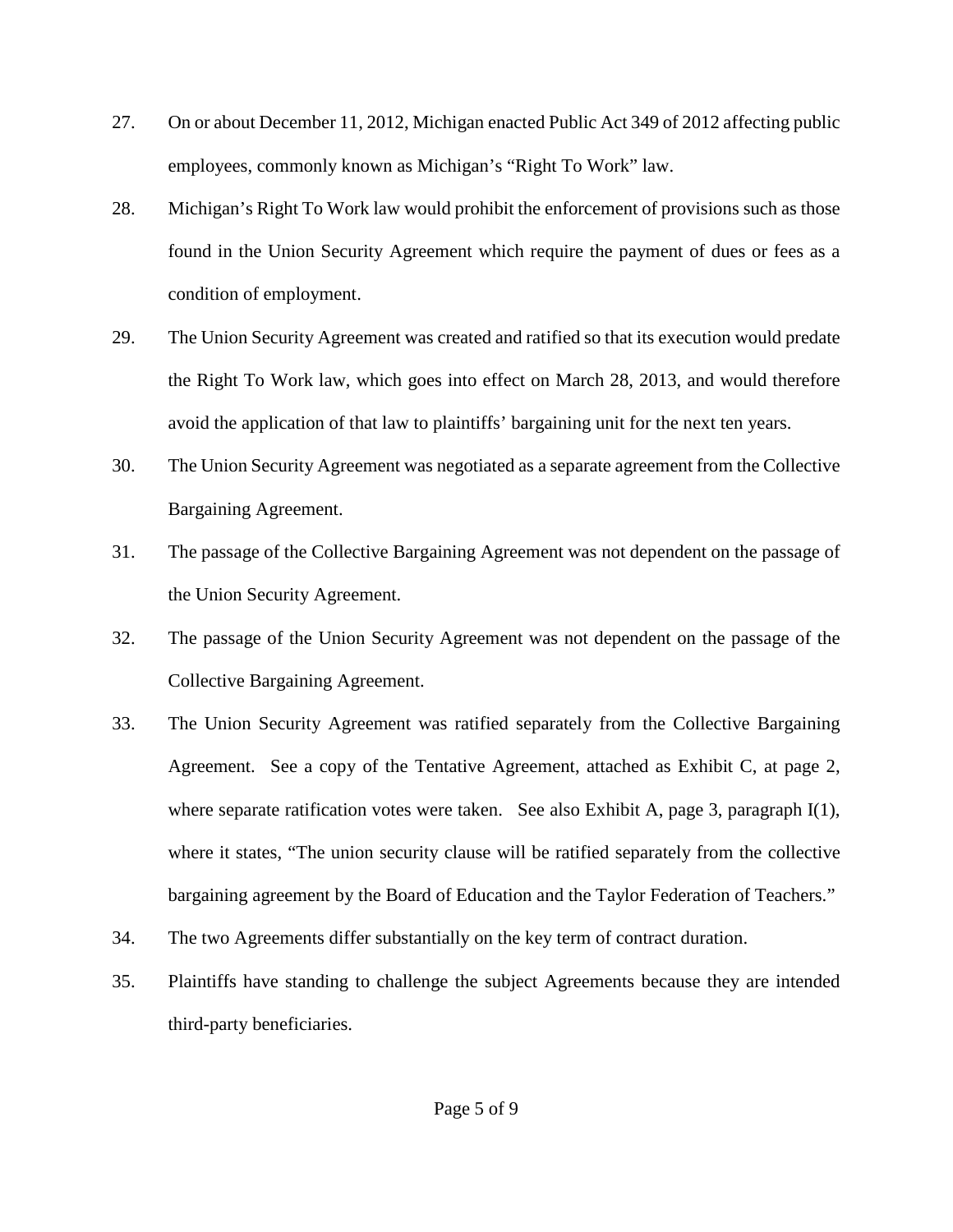27. On or about December 11, 2012, Michigan enacted Public Act 349 of 2012 affecting public employees, commonly known as Michigan's "Right To Work" law.

28. Michigan's Right To Work law would prohibit the enforcement of provisions such as those found in the Union Security Agreement which require the payment of dues or fees as a condition of employment.

29. The Union Security Agreement was created and ratified so that its execution would predate the Right To Work law, which goes into effect on March 28, 2013, and would therefore avoid the application of that law to plaintiffs' bargaining unit for the next ten years.

30. The Union Security Agreement was negotiated as a separate agreement from the Collective Bargaining Agreement.

31. The passage of the Collective Bargaining Agreement was not dependent on the passage of the Union Security Agreement.

32. The passage of the Union Security Agreement was not dependent on the passage of the Collective Bargaining Agreement.

33. The Union Security Agreement was ratified separately from the Collective Bargaining Agreement. See a copy of the Tentative Agreement, attached as Exhibit C, at page 2, where separate ratification votes were taken. See also Exhibit A, page 3, paragraph I(1), where it states, "The union security clause will be ratified separately from the collective bargaining agreement by the Board of Education and the Taylor Federation of Teachers."

34. The two Agreements differ substantially on the key term of contract duration.

35. Plaintiffs have standing to challenge the subject Agreements because they are intended third-party beneficiaries.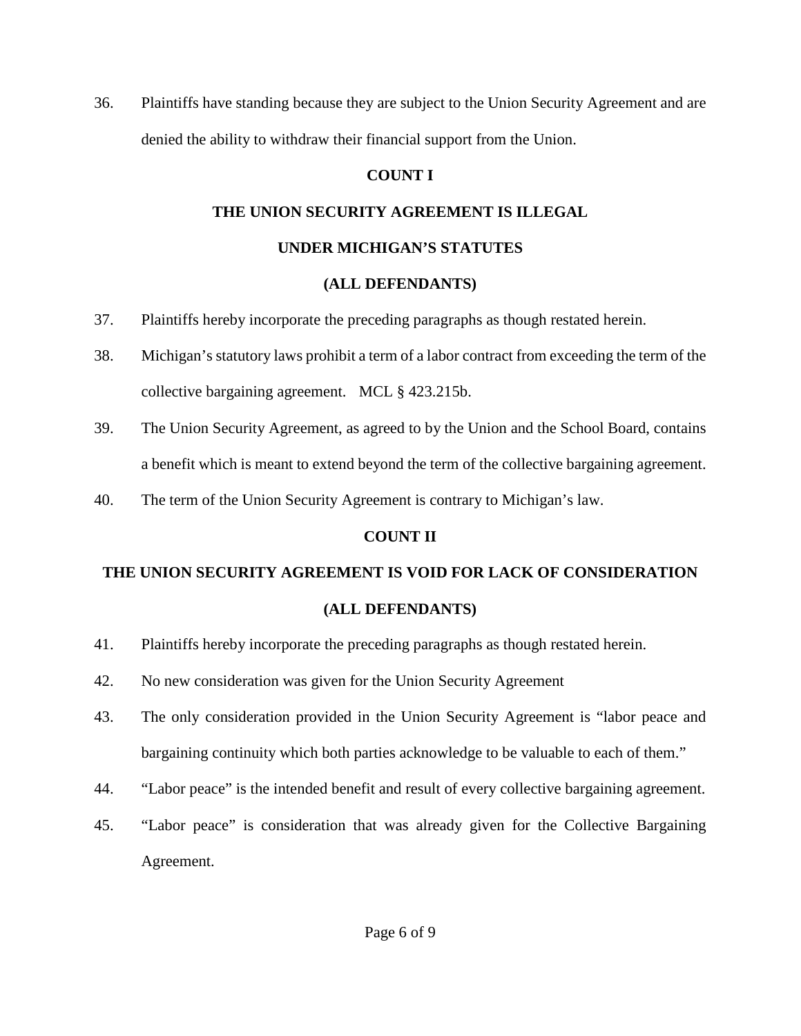36. Plaintiffs have standing because they are subject to the Union Security Agreement and are denied the ability to withdraw their financial support from the Union.

**COUNT I**

**THE UNION SECURITY AGREEMENT IS ILLEGAL**

**UNDER MICHIGAN'S STATUTES**

**(ALL DEFENDANTS)**

37. Plaintiffs hereby incorporate the preceding paragraphs as though restated herein.

38. Michigan's statutory laws prohibit a term of a labor contract from exceeding the term of the collective bargaining agreement. MCL § 423.215b.

39. The Union Security Agreement, as agreed to by the Union and the School Board, contains a benefit which is meant to extend beyond the term of the collective bargaining agreement.

40. The term of the Union Security Agreement is contrary to Michigan's law.

**COUNT II**

**THE UNION SECURITY AGREEMENT IS VOID FOR LACK OF CONSIDERATION**

**(ALL DEFENDANTS)**

41. Plaintiffs hereby incorporate the preceding paragraphs as though restated herein.

42. No new consideration was given for the Union Security Agreement

43. The only consideration provided in the Union Security Agreement is "labor peace and bargaining continuity which both parties acknowledge to be valuable to each of them."

44. "Labor peace" is the intended benefit and result of every collective bargaining agreement.

45. "Labor peace" is consideration that was already given for the Collective Bargaining Agreement.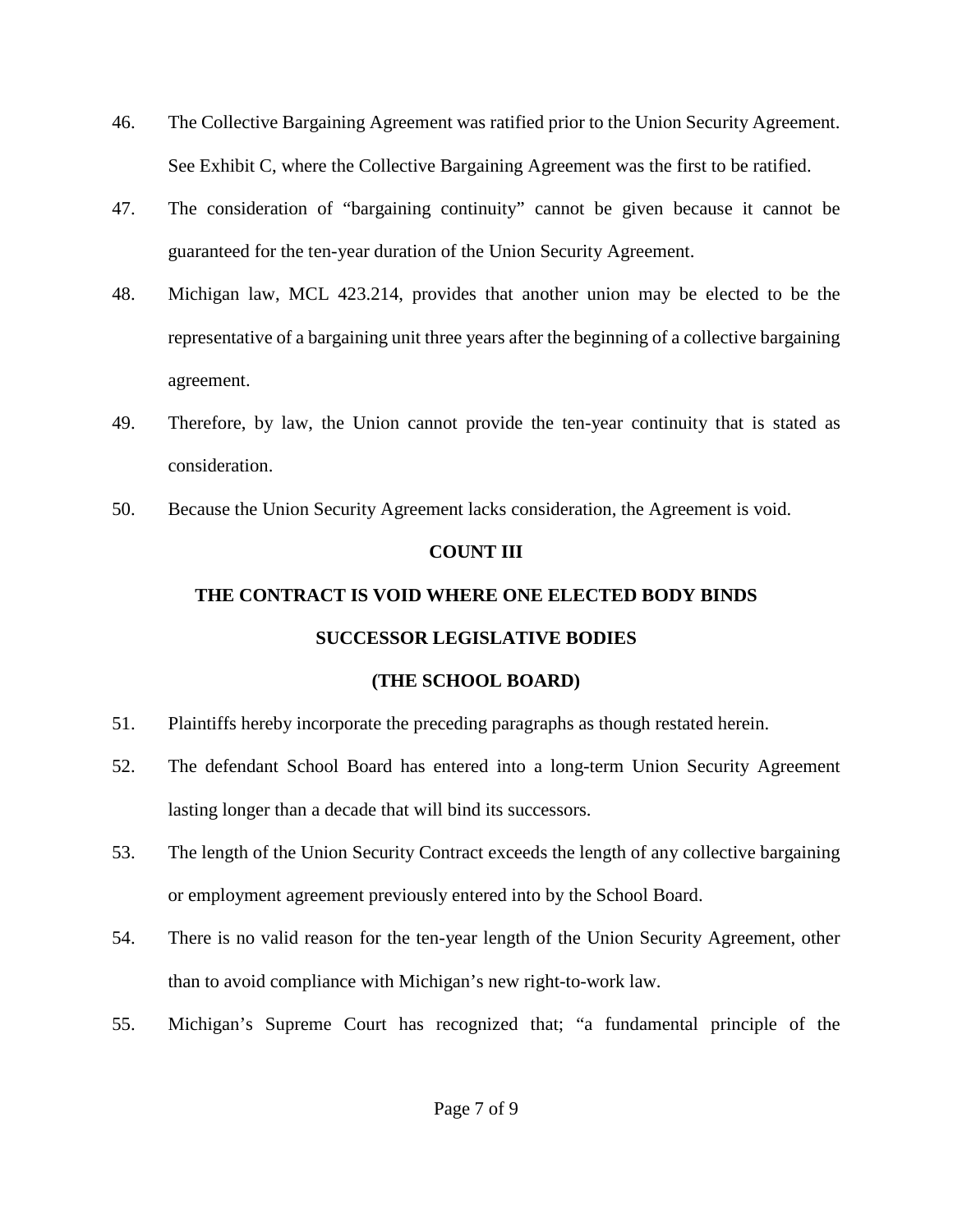46. The Collective Bargaining Agreement was ratified prior to the Union Security Agreement. See Exhibit C, where the Collective Bargaining Agreement was the first to be ratified.

47. The consideration of "bargaining continuity" cannot be given because it cannot be guaranteed for the ten-year duration of the Union Security Agreement.

48. Michigan law, MCL 423.214, provides that another union may be elected to be the representative of a bargaining unit three years after the beginning of a collective bargaining agreement.

49. Therefore, by law, the Union cannot provide the ten-year continuity that is stated as consideration.

50. Because the Union Security Agreement lacks consideration, the Agreement is void.

**COUNT III**

**THE CONTRACT IS VOID WHERE ONE ELECTED BODY BINDS SUCCESSOR LEGISLATIVE BODIES**

**(THE SCHOOL BOARD)**

51. Plaintiffs hereby incorporate the preceding paragraphs as though restated herein.

52. The defendant School Board has entered into a long-term Union Security Agreement lasting longer than a decade that will bind its successors.

53. The length of the Union Security Contract exceeds the length of any collective bargaining or employment agreement previously entered into by the School Board.

54. There is no valid reason for the ten-year length of the Union Security Agreement, other than to avoid compliance with Michigan's new right-to-work law.

55. Michigan's Supreme Court has recognized that; "a fundamental principle of the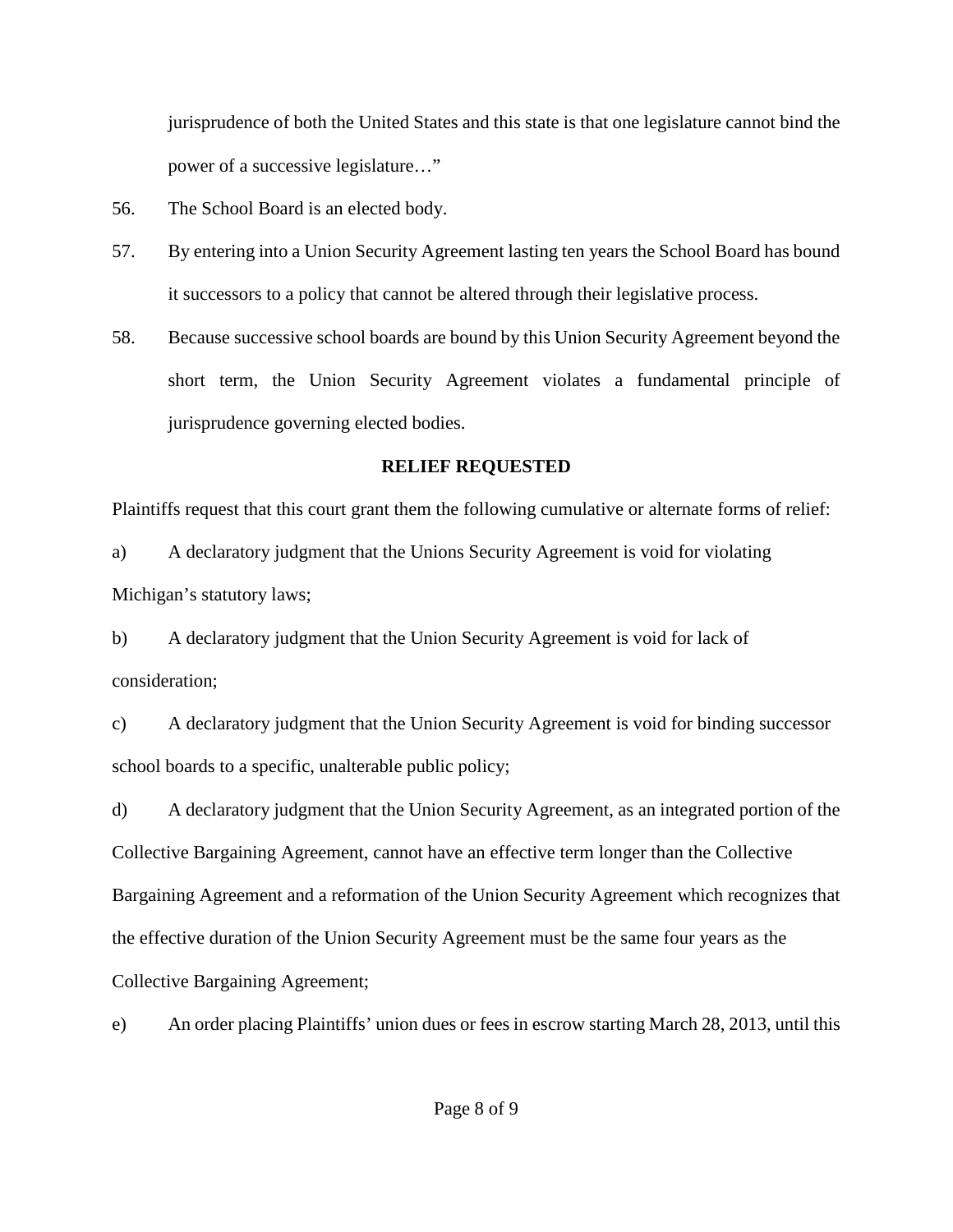jurisprudence of both the United States and this state is that one legislature cannot bind the power of a successive legislature…"

56. The School Board is an elected body.

57. By entering into a Union Security Agreement lasting ten years the School Board has bound it successors to a policy that cannot be altered through their legislative process.

58. Because successive school boards are bound by this Union Security Agreement beyond the short term, the Union Security Agreement violates a fundamental principle of jurisprudence governing elected bodies.

## RELIEF REQUESTED

Plaintiffs request that this court grant them the following cumulative or alternate forms of relief:

a) A declaratory judgment that the Unions Security Agreement is void for violating Michigan's statutory laws;

b) A declaratory judgment that the Union Security Agreement is void for lack of consideration;

c) A declaratory judgment that the Union Security Agreement is void for binding successor school boards to a specific, unalterable public policy;

d) A declaratory judgment that the Union Security Agreement, as an integrated portion of the Collective Bargaining Agreement, cannot have an effective term longer than the Collective Bargaining Agreement and a reformation of the Union Security Agreement which recognizes that the effective duration of the Union Security Agreement must be the same four years as the Collective Bargaining Agreement;

e) An order placing Plaintiffs' union dues or fees in escrow starting March 28, 2013, until this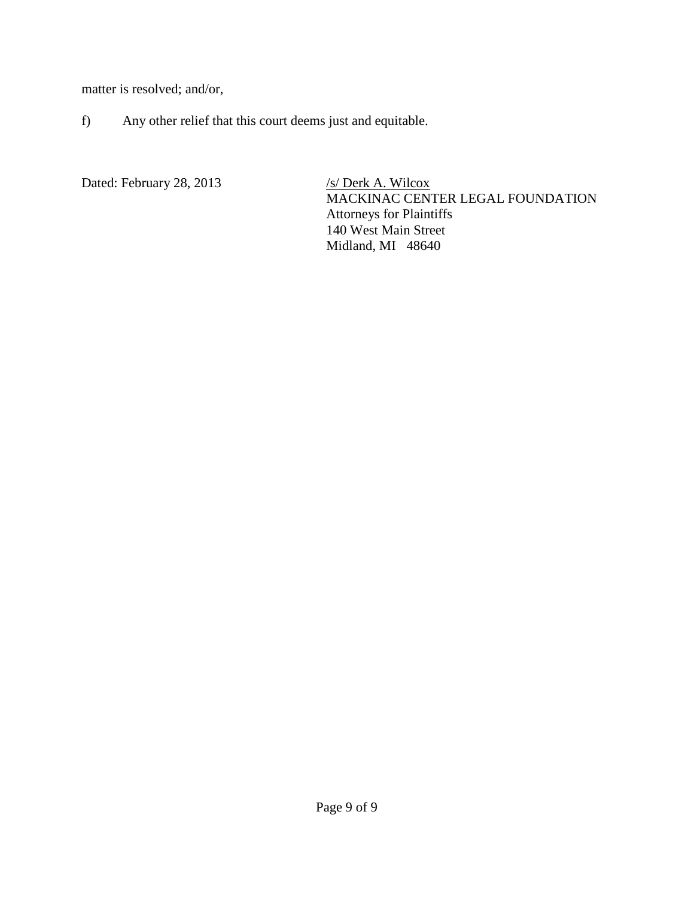matter is resolved; and/or,

f) Any other relief that this court deems just and equitable.

Dated: February 28, 2013

/s/ Derk A. Wilcox
MACKINAC CENTER LEGAL FOUNDATION
Attorneys for Plaintiffs
140 West Main Street
Midland, MI 48640